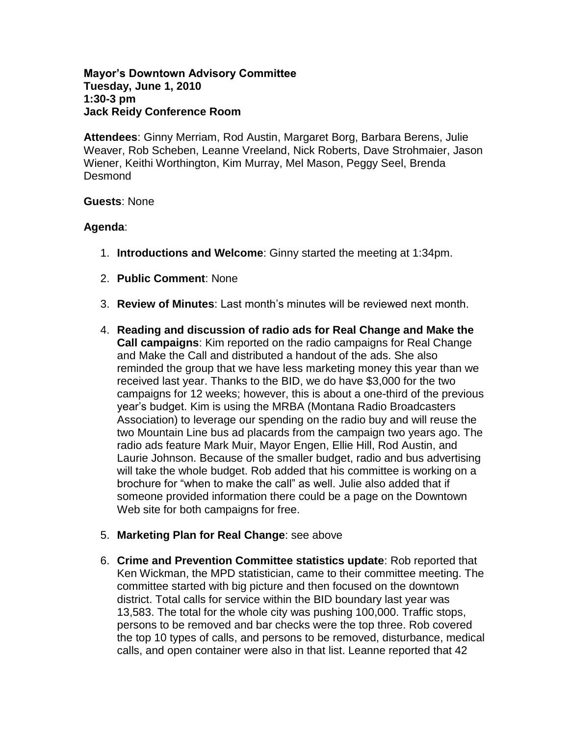**Mayor's Downtown Advisory Committee**
**Tuesday, June 1, 2010**
**1:30-3 pm**
**Jack Reidy Conference Room**

**Attendees**: Ginny Merriam, Rod Austin, Margaret Borg, Barbara Berens, Julie Weaver, Rob Scheben, Leanne Vreeland, Nick Roberts, Dave Strohmaier, Jason Wiener, Keithi Worthington, Kim Murray, Mel Mason, Peggy Seel, Brenda Desmond

**Guests**: None

**Agenda**:

1. **Introductions and Welcome**: Ginny started the meeting at 1:34pm.

2. **Public Comment**: None

3. **Review of Minutes**: Last month's minutes will be reviewed next month.

4. **Reading and discussion of radio ads for Real Change and Make the Call campaigns**: Kim reported on the radio campaigns for Real Change and Make the Call and distributed a handout of the ads. She also reminded the group that we have less marketing money this year than we received last year. Thanks to the BID, we do have $3,000 for the two campaigns for 12 weeks; however, this is about a one-third of the previous year's budget. Kim is using the MRBA (Montana Radio Broadcasters Association) to leverage our spending on the radio buy and will reuse the two Mountain Line bus ad placards from the campaign two years ago. The radio ads feature Mark Muir, Mayor Engen, Ellie Hill, Rod Austin, and Laurie Johnson. Because of the smaller budget, radio and bus advertising will take the whole budget. Rob added that his committee is working on a brochure for "when to make the call" as well. Julie also added that if someone provided information there could be a page on the Downtown Web site for both campaigns for free.

5. **Marketing Plan for Real Change**: see above

6. **Crime and Prevention Committee statistics update**: Rob reported that Ken Wickman, the MPD statistician, came to their committee meeting. The committee started with big picture and then focused on the downtown district. Total calls for service within the BID boundary last year was 13,583. The total for the whole city was pushing 100,000. Traffic stops, persons to be removed and bar checks were the top three. Rob covered the top 10 types of calls, and persons to be removed, disturbance, medical calls, and open container were also in that list. Leanne reported that 42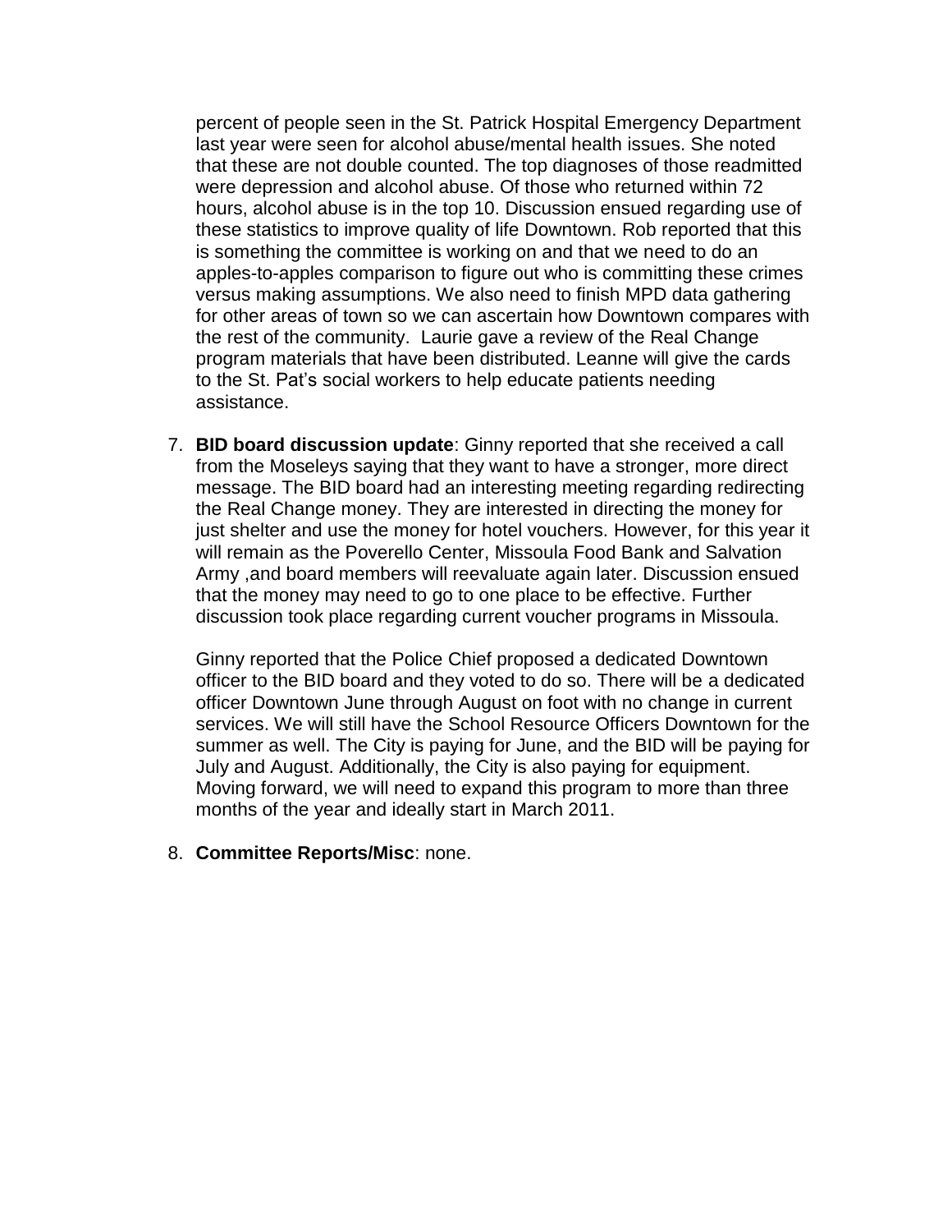percent of people seen in the St. Patrick Hospital Emergency Department last year were seen for alcohol abuse/mental health issues. She noted that these are not double counted. The top diagnoses of those readmitted were depression and alcohol abuse. Of those who returned within 72 hours, alcohol abuse is in the top 10. Discussion ensued regarding use of these statistics to improve quality of life Downtown. Rob reported that this is something the committee is working on and that we need to do an apples-to-apples comparison to figure out who is committing these crimes versus making assumptions. We also need to finish MPD data gathering for other areas of town so we can ascertain how Downtown compares with the rest of the community. Laurie gave a review of the Real Change program materials that have been distributed. Leanne will give the cards to the St. Pat's social workers to help educate patients needing assistance.

7. **BID board discussion update**: Ginny reported that she received a call from the Moseleys saying that they want to have a stronger, more direct message. The BID board had an interesting meeting regarding redirecting the Real Change money. They are interested in directing the money for just shelter and use the money for hotel vouchers. However, for this year it will remain as the Poverello Center, Missoula Food Bank and Salvation Army ,and board members will reevaluate again later. Discussion ensued that the money may need to go to one place to be effective. Further discussion took place regarding current voucher programs in Missoula.

   Ginny reported that the Police Chief proposed a dedicated Downtown officer to the BID board and they voted to do so. There will be a dedicated officer Downtown June through August on foot with no change in current services. We will still have the School Resource Officers Downtown for the summer as well. The City is paying for June, and the BID will be paying for July and August. Additionally, the City is also paying for equipment. Moving forward, we will need to expand this program to more than three months of the year and ideally start in March 2011.

8. **Committee Reports/Misc**: none.